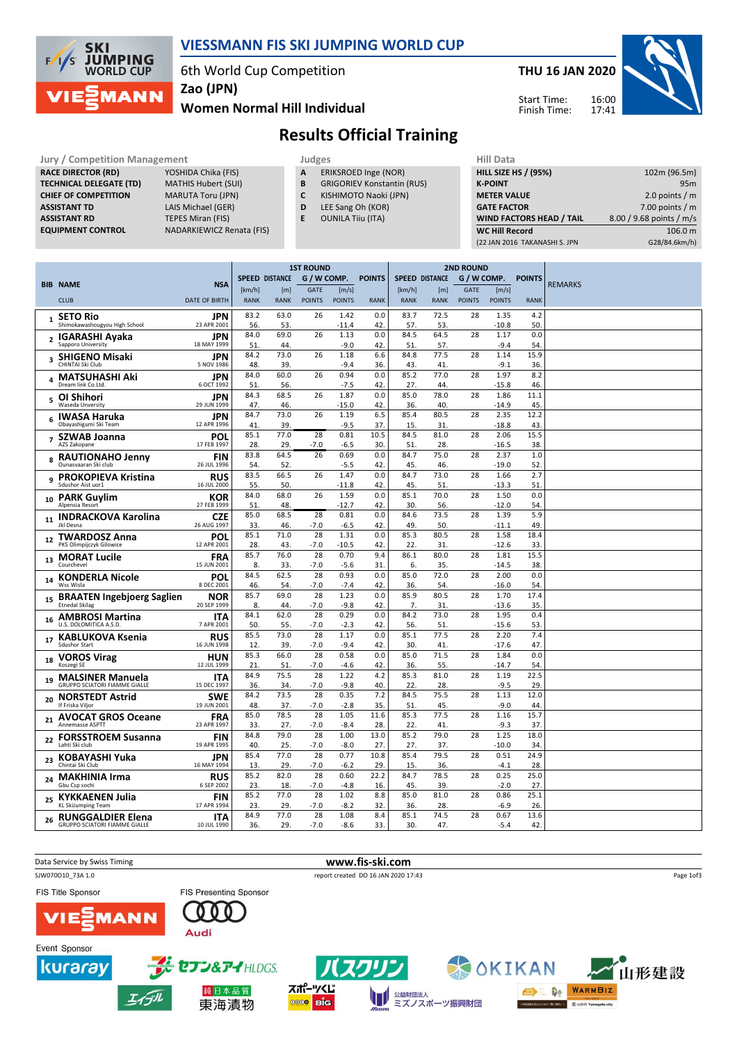# VIESSMANN FIS SKI JUMPING WORLD CUP

6th World Cup Competition
**Zao (JPN)**
**Women Normal Hill Individual**

**THU 16 JAN 2020**

Start Time: 16:00
Finish Time: 17:41

## Results Official Training

| Jury / Competition Management | |
|---|---|
| RACE DIRECTOR (RD) | YOSHIDA Chika (FIS) |
| TECHNICAL DELEGATE (TD) | MATHIS Hubert (SUI) |
| CHIEF OF COMPETITION | MARUTA Toru (JPN) |
| ASSISTANT TD | LAIS Michael (GER) |
| ASSISTANT RD | TEPES Miran (FIS) |
| EQUIPMENT CONTROL | NADARKIEWICZ Renata (FIS) |

| Judges | |
|---|---|
| A | ERIKSROED Inge (NOR) |
| B | GRIGORIEV Konstantin (RUS) |
| C | KISHIMOTO Naoki (JPN) |
| D | LEE Sang Oh (KOR) |
| E | OUNILA Tiiu (ITA) |

| Hill Data | |
|---|---|
| HILL SIZE HS / (95%) | 102m (96.5m) |
| K-POINT | 95m |
| METER VALUE | 2.0 points / m |
| GATE FACTOR | 7.00 points / m |
| WIND FACTORS HEAD / TAIL | 8.00 / 9.68 points / m/s |
| WC Hill Record | 106.0 m |
| (22 JAN 2016 TAKANASHI S. JPN | G28/84.6km/h) |

| BIB | NAME / CLUB | NSA / DATE OF BIRTH | 1st Round SPEED [km/h] / RANK | DISTANCE [m] / RANK | G/W COMP. GATE / POINTS | [m/s] / POINTS | POINTS / RANK | 2nd Round SPEED [km/h] / RANK | DISTANCE [m] / RANK | G/W COMP. GATE / POINTS | [m/s] / POINTS | POINTS / RANK | REMARKS |
|---|---|---|---|---|---|---|---|---|---|---|---|---|---|
| 1 | SETO Rio<br>Shimokawashougyou High School | JPN<br>23 APR 2001 | 83.2<br>56. | 63.0<br>53. | 26 | 1.42<br>-11.4 | 0.0<br>42. | 83.7<br>57. | 72.5<br>53. | 28 | 1.35<br>-10.8 | 4.2<br>50. | |
| 2 | IGARASHI Ayaka<br>Sapporo University | JPN<br>18 MAY 1999 | 84.0<br>51. | 69.0<br>44. | 26 | 1.13<br>-9.0 | 0.0<br>42. | 84.5<br>51. | 64.5<br>57. | 28 | 1.17<br>-9.4 | 0.0<br>54. | |
| 3 | SHIGENO Misaki<br>CHINTAI Ski Club | JPN<br>5 NOV 1986 | 84.2<br>48. | 73.0<br>39. | 26 | 1.18<br>-9.4 | 6.6<br>36. | 84.8<br>43. | 77.5<br>41. | 28 | 1.14<br>-9.1 | 15.9<br>36. | |
| 4 | MATSUHASHI Aki<br>Dream link Co.Ltd. | JPN<br>6 OCT 1992 | 84.0<br>51. | 60.0<br>56. | 26 | 0.94<br>-7.5 | 0.0<br>42. | 85.2<br>27. | 77.0<br>44. | 28 | 1.97<br>-15.8 | 8.2<br>46. | |
| 5 | OI Shihori<br>Waseda Unversity | JPN<br>29 JUN 1999 | 84.3<br>47. | 68.5<br>46. | 26 | 1.87<br>-15.0 | 0.0<br>42. | 85.0<br>36. | 78.0<br>40. | 28 | 1.86<br>-14.9 | 11.1<br>45. | |
| 6 | IWASA Haruka<br>Obayashigumi Ski Team | JPN<br>12 APR 1996 | 84.7<br>41. | 73.0<br>39. | 26 | 1.19<br>-9.5 | 6.5<br>37. | 85.4<br>15. | 80.5<br>31. | 28 | 2.35<br>-18.8 | 12.2<br>43. | |
| 7 | SZWAB Joanna<br>AZS Zakopane | POL<br>17 FEB 1997 | 85.1<br>28. | 77.0<br>29. | 28<br>-7.0 | 0.81<br>-6.5 | 10.5<br>30. | 84.5<br>51. | 81.0<br>28. | 28 | 2.06<br>-16.5 | 15.5<br>38. | |
| 8 | RAUTIONAHO Jenny<br>Ounasvaaran Ski club | FIN<br>26 JUL 1996 | 83.8<br>54. | 64.5<br>52. | 26 | 0.69<br>-5.5 | 0.0<br>42. | 84.7<br>45. | 75.0<br>46. | 28 | 2.37<br>-19.0 | 1.0<br>52. | |
| 9 | PROKOPIEVA Kristina<br>Sdushor Aist uor1 | RUS<br>16 JUL 2000 | 83.5<br>55. | 66.5<br>50. | 26 | 1.47<br>-11.8 | 0.0<br>42. | 84.7<br>45. | 73.0<br>51. | 28 | 1.66<br>-13.3 | 2.7<br>51. | |
| 10 | PARK Guylim<br>Alpensia Resort | KOR<br>27 FEB 1999 | 84.0<br>51. | 68.0<br>48. | 26 | 1.59<br>-12.7 | 0.0<br>42. | 85.1<br>30. | 70.0<br>56. | 28 | 1.50<br>-12.0 | 0.0<br>54. | |
| 11 | INDRACKOVA Karolina<br>Jkl Desna | CZE<br>26 AUG 1997 | 85.0<br>33. | 68.5<br>46. | 28<br>-7.0 | 0.81<br>-6.5 | 0.0<br>42. | 84.6<br>49. | 73.5<br>50. | 28 | 1.39<br>-11.1 | 5.9<br>49. | |
| 12 | TWARDOSZ Anna<br>PKS Olimpijczyk Gilowice | POL<br>12 APR 2001 | 85.1<br>28. | 71.0<br>43. | 28<br>-7.0 | 1.31<br>-10.5 | 0.0<br>42. | 85.3<br>22. | 80.5<br>31. | 28 | 1.58<br>-12.6 | 18.4<br>33. | |
| 13 | MORAT Lucile<br>Courchevel | FRA<br>15 JUN 2001 | 85.7<br>8. | 76.0<br>33. | 28<br>-7.0 | 0.70<br>-5.6 | 9.4<br>31. | 86.1<br>6. | 80.0<br>35. | 28 | 1.81<br>-14.5 | 15.5<br>38. | |
| 14 | KONDERLA Nicole<br>Wss Wisla | POL<br>8 DEC 2001 | 84.5<br>46. | 62.5<br>54. | 28<br>-7.0 | 0.93<br>-7.4 | 0.0<br>42. | 85.0<br>36. | 72.0<br>54. | 28 | 2.00<br>-16.0 | 0.0<br>54. | |
| 15 | BRAATEN Ingebjoerg Saglien<br>Etnedal Skilag | NOR<br>20 SEP 1999 | 85.7<br>8. | 69.0<br>44. | 28<br>-7.0 | 1.23<br>-9.8 | 0.0<br>42. | 85.9<br>7. | 80.5<br>31. | 28 | 1.70<br>-13.6 | 17.4<br>35. | |
| 16 | AMBROSI Martina<br>U.S. DOLOMITICA A.S.D. | ITA<br>7 APR 2001 | 84.1<br>50. | 62.0<br>55. | 28<br>-7.0 | 0.29<br>-2.3 | 0.0<br>42. | 84.2<br>56. | 73.0<br>51. | 28 | 1.95<br>-15.6 | 0.4<br>53. | |
| 17 | KABLUKOVA Ksenia<br>Sdushor Start | RUS<br>16 JUN 1998 | 85.5<br>12. | 73.0<br>39. | 28<br>-7.0 | 1.17<br>-9.4 | 0.0<br>42. | 85.1<br>30. | 77.5<br>41. | 28 | 2.20<br>-17.6 | 7.4<br>47. | |
| 18 | VOROS Virag<br>Koszegi SE | HUN<br>12 JUL 1999 | 85.3<br>21. | 66.0<br>51. | 28<br>-7.0 | 0.58<br>-4.6 | 0.0<br>42. | 85.0<br>36. | 71.5<br>55. | 28 | 1.84<br>-14.7 | 0.0<br>54. | |
| 19 | MALSINER Manuela<br>GRUPPO SCIATORI FIAMME GIALLE | ITA<br>15 DEC 1997 | 84.9<br>36. | 75.5<br>34. | 28<br>-7.0 | 1.22<br>-9.8 | 4.2<br>40. | 85.3<br>22. | 81.0<br>28. | 28 | 1.19<br>-9.5 | 22.5<br>29. | |
| 20 | NORSTEDT Astrid<br>If Friska Viljor | SWE<br>19 JUN 2001 | 84.2<br>48. | 73.5<br>37. | 28<br>-7.0 | 0.35<br>-2.8 | 7.2<br>35. | 84.5<br>51. | 75.5<br>45. | 28 | 1.13<br>-9.0 | 12.0<br>44. | |
| 21 | AVOCAT GROS Oceane<br>Annemasse ASPTT | FRA<br>23 APR 1997 | 85.0<br>33. | 78.5<br>27. | 28<br>-7.0 | 1.05<br>-8.4 | 11.6<br>28. | 85.3<br>22. | 77.5<br>41. | 28 | 1.16<br>-9.3 | 15.7<br>37. | |
| 22 | FORSSTROEM Susanna<br>Lahti Ski club | FIN<br>19 APR 1995 | 84.8<br>40. | 79.0<br>25. | 28<br>-7.0 | 1.00<br>-8.0 | 13.0<br>27. | 85.2<br>27. | 79.0<br>37. | 28 | 1.25<br>-10.0 | 18.0<br>34. | |
| 23 | KOBAYASHI Yuka<br>Chintai Ski Club | JPN<br>16 MAY 1994 | 85.4<br>13. | 77.0<br>29. | 28<br>-7.0 | 0.77<br>-6.2 | 10.8<br>29. | 85.4<br>15. | 79.5<br>36. | 28 | 0.51<br>-4.1 | 24.9<br>28. | |
| 24 | MAKHINIA Irma<br>Gbu Csp sochi | RUS<br>6 SEP 2002 | 85.2<br>23. | 82.0<br>18. | 28<br>-7.0 | 0.60<br>-4.8 | 22.2<br>16. | 84.7<br>45. | 78.5<br>39. | 28 | 0.25<br>-2.0 | 25.0<br>27. | |
| 25 | KYKKAENEN Julia<br>KL SkiJumping Team | FIN<br>17 APR 1994 | 85.2<br>23. | 77.0<br>29. | 28<br>-7.0 | 1.02<br>-8.2 | 8.8<br>32. | 85.0<br>36. | 81.0<br>28. | 28 | 0.86<br>-6.9 | 25.1<br>26. | |
| 26 | RUNGGALDIER Elena<br>GRUPPO SCIATORI FIAMME GIALLE | ITA<br>10 JUL 1990 | 84.9<br>36. | 77.0<br>29. | 28<br>-7.0 | 1.08<br>-8.6 | 8.4<br>33. | 85.1<br>30. | 74.5<br>47. | 28 | 0.67<br>-5.4 | 13.6<br>42. | |

Data Service by Swiss Timing | www.fis-ski.com

SJW070O10_73A 1.0 | report created DO 16 JAN 2020 17:43

FIS Title Sponsor: VIESSMANN | FIS Presenting Sponsor: Audi

Event Sponsor: kuraray, セブン&アイHLDGS., バスクリン, OKIKAN, 山形建設, エイジル, 純日本品質 東海漬物, スポーツくじ BIG, 公益財団法人 ミズノスポーツ振興財団, WARMBIZ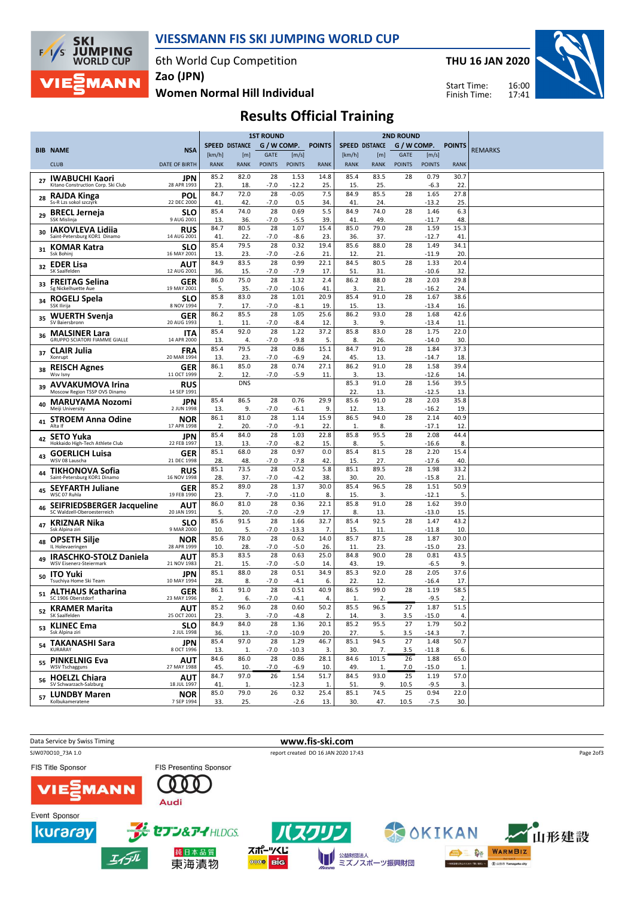# VIESSMANN FIS SKI JUMPING WORLD CUP

6th World Cup Competition
Zao (JPN)
Women Normal Hill Individual

THU 16 JAN 2020

Start Time: 16:00
Finish Time: 17:41

## Results Official Training

| BIB | NAME / CLUB | NSA / DATE OF BIRTH | 1ST ROUND SPEED [km/h] / RANK | DISTANCE [m] / RANK | G / W COMP. GATE / GATE POINTS | [m/s] / POINTS | POINTS / RANK | 2ND ROUND SPEED [km/h] / RANK | DISTANCE [m] / RANK | G / W COMP. GATE / GATE POINTS | [m/s] / POINTS | POINTS / RANK | REMARKS |
|---|---|---|---|---|---|---|---|---|---|---|---|---|---|
| 27 | IWABUCHI Kaori / Kitano Construction Corp. Ski Club | JPN / 28 APR 1993 | 85.2 / 23. | 82.0 / 18. | 28 / -7.0 | 1.53 / -12.2 | 14.8 / 25. | 85.4 / 15. | 83.5 / 25. | 28 | 0.79 / -6.3 | 30.7 / 22. | |
| 28 | RAJDA Kinga / Ss-R Lzs sokol szczyrk | POL / 22 DEC 2000 | 84.7 / 41. | 72.0 / 42. | 28 / -7.0 | -0.05 / 0.5 | 7.5 / 34. | 84.9 / 41. | 85.5 / 24. | 28 | 1.65 / -13.2 | 27.8 / 25. | |
| 29 | BRECL Jerneja / SSK Mislinja | SLO / 9 AUG 2001 | 85.4 / 13. | 74.0 / 36. | 28 / -7.0 | 0.69 / -5.5 | 5.5 / 39. | 84.9 / 41. | 74.0 / 49. | 28 | 1.46 / -11.7 | 6.3 / 48. | |
| 30 | IAKOVLEVA Lidiia / Saint-Petersburg KOR1 Dinamo | RUS / 14 AUG 2001 | 84.7 / 41. | 80.5 / 22. | 28 / -7.0 | 1.07 / -8.6 | 15.4 / 23. | 85.0 / 36. | 79.0 / 37. | 28 | 1.59 / -12.7 | 15.3 / 41. | |
| 31 | KOMAR Katra / Ssk Bohinj | SLO / 16 MAY 2001 | 85.4 / 13. | 79.5 / 23. | 28 / -7.0 | 0.32 / -2.6 | 19.4 / 21. | 85.6 / 12. | 88.0 / 21. | 28 | 1.49 / -11.9 | 34.1 / 20. | |
| 32 | EDER Lisa / SK Saalfelden | AUT / 12 AUG 2001 | 84.9 / 36. | 83.5 / 15. | 28 / -7.0 | 0.99 / -7.9 | 22.1 / 17. | 84.5 / 51. | 80.5 / 31. | 28 | 1.33 / -10.6 | 20.4 / 32. | |
| 33 | FREITAG Selina / Sg Nickelhuette Aue | GER / 19 MAY 2001 | 86.0 / 5. | 75.0 / 35. | 28 / -7.0 | 1.32 / -10.6 | 2.4 / 41. | 86.2 / 3. | 88.0 / 21. | 28 | 2.03 / -16.2 | 29.8 / 24. | |
| 34 | ROGELJ Spela / SSK Ilirija | SLO / 8 NOV 1994 | 85.8 / 7. | 83.0 / 17. | 28 / -7.0 | 1.01 / -8.1 | 20.9 / 19. | 85.4 / 15. | 91.0 / 13. | 28 | 1.67 / -13.4 | 38.6 / 16. | |
| 35 | WUERTH Svenja / SV Baiersbronn | GER / 20 AUG 1993 | 86.2 / 1. | 85.5 / 11. | 28 / -7.0 | 1.05 / -8.4 | 25.6 / 12. | 86.2 / 3. | 93.0 / 9. | 28 | 1.68 / -13.4 | 42.6 / 11. | |
| 36 | MALSINER Lara / GRUPPO SCIATORI FIAMME GIALLE | ITA / 14 APR 2000 | 85.4 / 13. | 92.0 / 4. | 28 / -7.0 | 1.22 / -9.8 | 37.2 / 5. | 85.8 / 8. | 83.0 / 26. | 28 | 1.75 / -14.0 | 22.0 / 30. | |
| 37 | CLAIR Julia / Xonrupt | FRA / 20 MAR 1994 | 85.4 / 13. | 79.5 / 23. | 28 / -7.0 | 0.86 / -6.9 | 15.1 / 24. | 84.7 / 45. | 91.0 / 13. | 28 | 1.84 / -14.7 | 37.3 / 18. | |
| 38 | REISCH Agnes / Wsv Isny | GER / 11 OCT 1999 | 86.1 / 2. | 85.0 / 12. | 28 / -7.0 | 0.74 / -5.9 | 27.1 / 11. | 86.2 / 3. | 91.0 / 13. | 28 | 1.58 / -12.6 | 39.4 / 14. | |
| 39 | AVVAKUMOVA Irina / Moscow Region TSSP OVS Dinamo | RUS / 14 SEP 1991 | | DNS | | | | 85.3 / 22. | 91.0 / 13. | 28 | 1.56 / -12.5 | 39.5 / 13. | |
| 40 | MARUYAMA Nozomi / Meiji University | JPN / 2 JUN 1998 | 85.4 / 13. | 86.5 / 9. | 28 / -7.0 | 0.76 / -6.1 | 29.9 / 9. | 85.6 / 12. | 91.0 / 13. | 28 | 2.03 / -16.2 | 35.8 / 19. | |
| 41 | STROEM Anna Odine / Alta If | NOR / 17 APR 1998 | 86.1 / 2. | 81.0 / 20. | 28 / -7.0 | 1.14 / -9.1 | 15.9 / 22. | 86.5 / 1. | 94.0 / 8. | 28 | 2.14 / -17.1 | 40.9 / 12. | |
| 42 | SETO Yuka / Hokkaido High-Tech Athlete Club | JPN / 22 FEB 1997 | 85.4 / 13. | 84.0 / 13. | 28 / -7.0 | 1.03 / -8.2 | 22.8 / 15. | 85.8 / 8. | 95.5 / 5. | 28 | 2.08 / -16.6 | 44.4 / 8. | |
| 43 | GOERLICH Luisa / WSV 08 Lauscha | GER / 21 DEC 1998 | 85.1 / 28. | 68.0 / 48. | 28 / -7.0 | 0.97 / -7.8 | 0.0 / 42. | 85.4 / 15. | 81.5 / 27. | 28 | 2.20 / -17.6 | 15.4 / 40. | |
| 44 | TIKHONOVA Sofia / Saint-Petersburg KOR1 Dinamo | RUS / 16 NOV 1998 | 85.1 / 28. | 73.5 / 37. | 28 / -7.0 | 0.52 / -4.2 | 5.8 / 38. | 85.1 / 30. | 89.5 / 20. | 28 | 1.98 / -15.8 | 33.2 / 21. | |
| 45 | SEYFARTH Juliane / WSC 07 Ruhla | GER / 19 FEB 1990 | 85.2 / 23. | 89.0 / 7. | 28 / -7.0 | 1.37 / -11.0 | 30.0 / 8. | 85.4 / 15. | 96.5 / 3. | 28 | 1.51 / -12.1 | 50.9 / 5. | |
| 46 | SEIFRIEDSBERGER Jacqueline / SC Waldzell-Oberoesterreich | AUT / 20 JAN 1991 | 86.0 / 5. | 81.0 / 20. | 28 / -7.0 | 0.36 / -2.9 | 22.1 / 17. | 85.8 / 8. | 91.0 / 13. | 28 | 1.62 / -13.0 | 39.0 / 15. | |
| 47 | KRIZNAR Nika / Ssk Alpina ziri | SLO / 9 MAR 2000 | 85.6 / 10. | 91.5 / 5. | 28 / -7.0 | 1.66 / -13.3 | 32.7 / 7. | 85.4 / 15. | 92.5 / 11. | 28 | 1.47 / -11.8 | 43.2 / 10. | |
| 48 | OPSETH Silje / IL Holevaeringen | NOR / 28 APR 1999 | 85.6 / 10. | 78.0 / 28. | 28 / -7.0 | 0.62 / -5.0 | 14.0 / 26. | 85.7 / 11. | 87.5 / 23. | 28 | 1.87 / -15.0 | 30.0 / 23. | |
| 49 | IRASCHKO-STOLZ Daniela / WSV Eisenerz-Steiermark | AUT / 21 NOV 1983 | 85.3 / 21. | 83.5 / 15. | 28 / -7.0 | 0.63 / -5.0 | 25.0 / 14. | 84.8 / 43. | 90.0 / 19. | 28 | 0.81 / -6.5 | 43.5 / 9. | |
| 50 | ITO Yuki / Tsuchiya Home Ski Team | JPN / 10 MAY 1994 | 85.1 / 28. | 88.0 / 8. | 28 / -7.0 | 0.51 / -4.1 | 34.9 / 6. | 85.3 / 22. | 92.0 / 12. | 28 | 2.05 / -16.4 | 37.6 / 17. | |
| 51 | ALTHAUS Katharina / SC 1906 Oberstdorf | GER / 23 MAY 1996 | 86.1 / 2. | 91.0 / 6. | 28 / -7.0 | 0.51 / -4.1 | 40.9 / 4. | 86.5 / 1. | 99.0 / 2. | 28 | 1.19 / -9.5 | 58.5 / 2. | |
| 52 | KRAMER Marita / SK Saalfelden | AUT / 25 OCT 2001 | 85.2 / 23. | 96.0 / 3. | 28 / -7.0 | 0.60 / -4.8 | 50.2 / 2. | 85.5 / 14. | 96.5 / 3. | 27 / 3.5 | 1.87 / -15.0 | 51.5 / 4. | |
| 53 | KLINEC Ema / Ssk Alpina ziri | SLO / 2 JUL 1998 | 84.9 / 36. | 84.0 / 13. | 28 / -7.0 | 1.36 / -10.9 | 20.1 / 20. | 85.2 / 27. | 95.5 / 5. | 27 / 3.5 | 1.79 / -14.3 | 50.2 / 7. | |
| 54 | TAKANASHI Sara / KURARAY | JPN / 8 OCT 1996 | 85.4 / 13. | 97.0 / 1. | 28 / -7.0 | 1.29 / -10.3 | 46.7 / 3. | 85.1 / 30. | 94.5 / 7. | 27 / 3.5 | 1.48 / -11.8 | 50.7 / 6. | |
| 55 | PINKELNIG Eva / WSV Tschagguns | AUT / 27 MAY 1988 | 84.6 / 45. | 86.0 / 10. | 28 / -7.0 | 0.86 / -6.9 | 28.1 / 10. | 84.6 / 49. | 101.5 / 1. | 26 / 7.0 | 1.88 / -15.0 | 65.0 / 1. | |
| 56 | HOELZL Chiara / SV Schwarzach-Salzburg | AUT / 18 JUL 1997 | 84.7 / 41. | 97.0 / 1. | 26 | 1.54 / -12.3 | 51.7 / 1. | 84.5 / 51. | 93.0 / 9. | 25 / 10.5 | 1.19 / -9.5 | 57.0 / 3. | |
| 57 | LUNDBY Maren / Kolbukameratene | NOR / 7 SEP 1994 | 85.0 / 33. | 79.0 / 25. | 26 | 0.32 / -2.6 | 25.4 / 13. | 85.1 / 30. | 74.5 / 47. | 25 / 10.5 | 0.94 / -7.5 | 22.0 / 30. | |

Data Service by Swiss Timing — www.fis-ski.com

SJW070O10_73A 1.0 — report created DO 16 JAN 2020 17:43

FIS Title Sponsor: VIESSMANN — FIS Presenting Sponsor: Audi

Event Sponsor: kuraray, セブン&アイHLDGS., バスクリン, OKIKAN, 山形建設, エイジル, 純日本品質 東海漬物, スポーツくじ BIG, 公益財団法人 ミズノスポーツ振興財団, WARMBIZ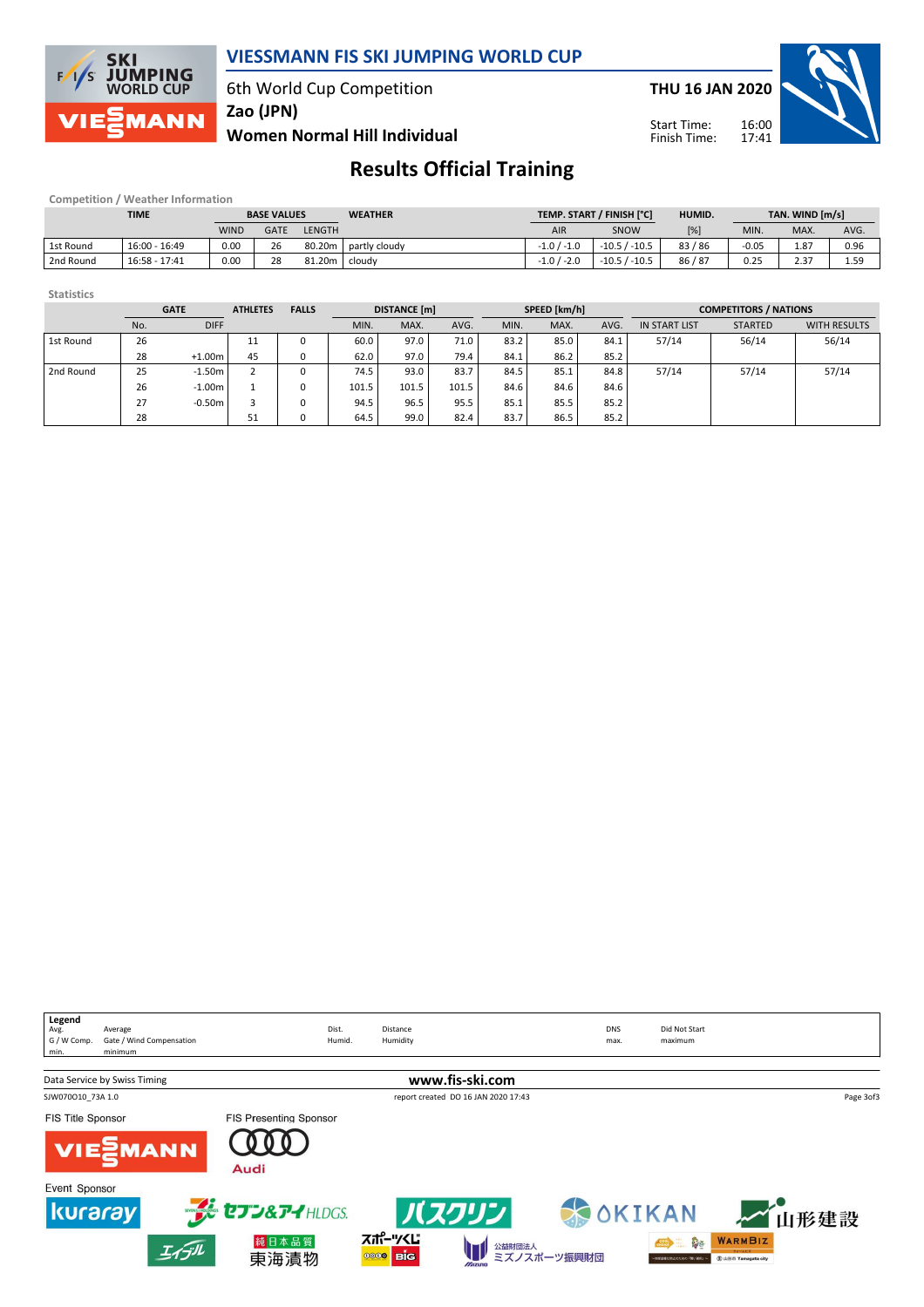# VIESSMANN FIS SKI JUMPING WORLD CUP

6th World Cup Competition
**Zao (JPN)**
**Women Normal Hill Individual**

**THU 16 JAN 2020**

Start Time: 16:00
Finish Time: 17:41

## Results Official Training

Competition / Weather Information

| | TIME | BASE VALUES | | | WEATHER | TEMP. START / FINISH [°C] | | HUMID. | TAN. WIND [m/s] | | |
|---|---|---|---|---|---|---|---|---|---|---|---|
| | | WIND | GATE | LENGTH | | AIR | SNOW | [%] | MIN. | MAX. | AVG. |
| 1st Round | 16:00 - 16:49 | 0.00 | 26 | 80.20m | partly cloudy | -1.0 / -1.0 | -10.5 / -10.5 | 83 / 86 | -0.05 | 1.87 | 0.96 |
| 2nd Round | 16:58 - 17:41 | 0.00 | 28 | 81.20m | cloudy | -1.0 / -2.0 | -10.5 / -10.5 | 86 / 87 | 0.25 | 2.37 | 1.59 |

Statistics

| | GATE | | ATHLETES | FALLS | DISTANCE [m] | | | SPEED [km/h] | | | COMPETITORS / NATIONS | | |
|---|---|---|---|---|---|---|---|---|---|---|---|---|---|
| | No. | DIFF | | | MIN. | MAX. | AVG. | MIN. | MAX. | AVG. | IN START LIST | STARTED | WITH RESULTS |
| 1st Round | 26 | | 11 | 0 | 60.0 | 97.0 | 71.0 | 83.2 | 85.0 | 84.1 | 57/14 | 56/14 | 56/14 |
| | 28 | +1.00m | 45 | 0 | 62.0 | 97.0 | 79.4 | 84.1 | 86.2 | 85.2 | | | |
| 2nd Round | 25 | -1.50m | 2 | 0 | 74.5 | 93.0 | 83.7 | 84.5 | 85.1 | 84.8 | 57/14 | 57/14 | 57/14 |
| | 26 | -1.00m | 1 | 0 | 101.5 | 101.5 | 101.5 | 84.6 | 84.6 | 84.6 | | | |
| | 27 | -0.50m | 3 | 0 | 94.5 | 96.5 | 95.5 | 85.1 | 85.5 | 85.2 | | | |
| | 28 | | 51 | 0 | 64.5 | 99.0 | 82.4 | 83.7 | 86.5 | 85.2 | | | |

**Legend**

| | | | | | |
|---|---|---|---|---|---|
| Avg. | Average | Dist. | Distance | DNS | Did Not Start |
| G / W Comp. | Gate / Wind Compensation | Humid. | Humidity | max. | maximum |
| min. | minimum | | | | |

Data Service by Swiss Timing
www.fis-ski.com
SJW070O10_73A 1.0
report created DO 16 JAN 2020 17:43

FIS Title Sponsor
FIS Presenting Sponsor
Event Sponsor